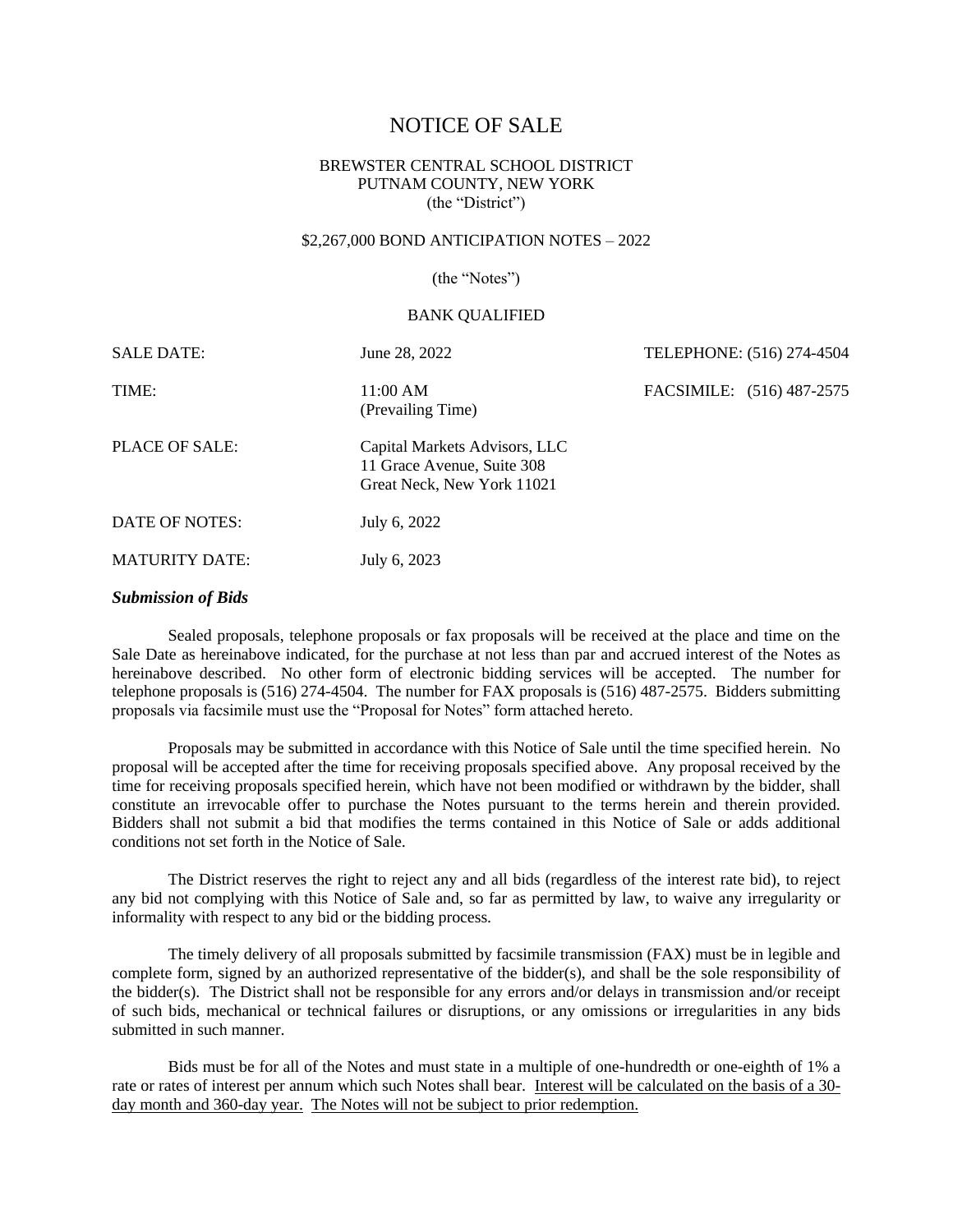# NOTICE OF SALE

BREWSTER CENTRAL SCHOOL DISTRICT
PUTNAM COUNTY, NEW YORK
(the "District")

$2,267,000 BOND ANTICIPATION NOTES – 2022

(the "Notes")

BANK QUALIFIED

| | | |
|---|---|---|
| SALE DATE: | June 28, 2022 | TELEPHONE: (516) 274-4504 |
| TIME: | 11:00 AM (Prevailing Time) | FACSIMILE: (516) 487-2575 |
| PLACE OF SALE: | Capital Markets Advisors, LLC 11 Grace Avenue, Suite 308 Great Neck, New York 11021 | |
| DATE OF NOTES: | July 6, 2022 | |
| MATURITY DATE: | July 6, 2023 | |

***Submission of Bids***

Sealed proposals, telephone proposals or fax proposals will be received at the place and time on the Sale Date as hereinabove indicated, for the purchase at not less than par and accrued interest of the Notes as hereinabove described. No other form of electronic bidding services will be accepted. The number for telephone proposals is (516) 274-4504. The number for FAX proposals is (516) 487-2575. Bidders submitting proposals via facsimile must use the "Proposal for Notes" form attached hereto.

Proposals may be submitted in accordance with this Notice of Sale until the time specified herein. No proposal will be accepted after the time for receiving proposals specified above. Any proposal received by the time for receiving proposals specified herein, which have not been modified or withdrawn by the bidder, shall constitute an irrevocable offer to purchase the Notes pursuant to the terms herein and therein provided. Bidders shall not submit a bid that modifies the terms contained in this Notice of Sale or adds additional conditions not set forth in the Notice of Sale.

The District reserves the right to reject any and all bids (regardless of the interest rate bid), to reject any bid not complying with this Notice of Sale and, so far as permitted by law, to waive any irregularity or informality with respect to any bid or the bidding process.

The timely delivery of all proposals submitted by facsimile transmission (FAX) must be in legible and complete form, signed by an authorized representative of the bidder(s), and shall be the sole responsibility of the bidder(s). The District shall not be responsible for any errors and/or delays in transmission and/or receipt of such bids, mechanical or technical failures or disruptions, or any omissions or irregularities in any bids submitted in such manner.

Bids must be for all of the Notes and must state in a multiple of one-hundredth or one-eighth of 1% a rate or rates of interest per annum which such Notes shall bear. Interest will be calculated on the basis of a 30-day month and 360-day year. The Notes will not be subject to prior redemption.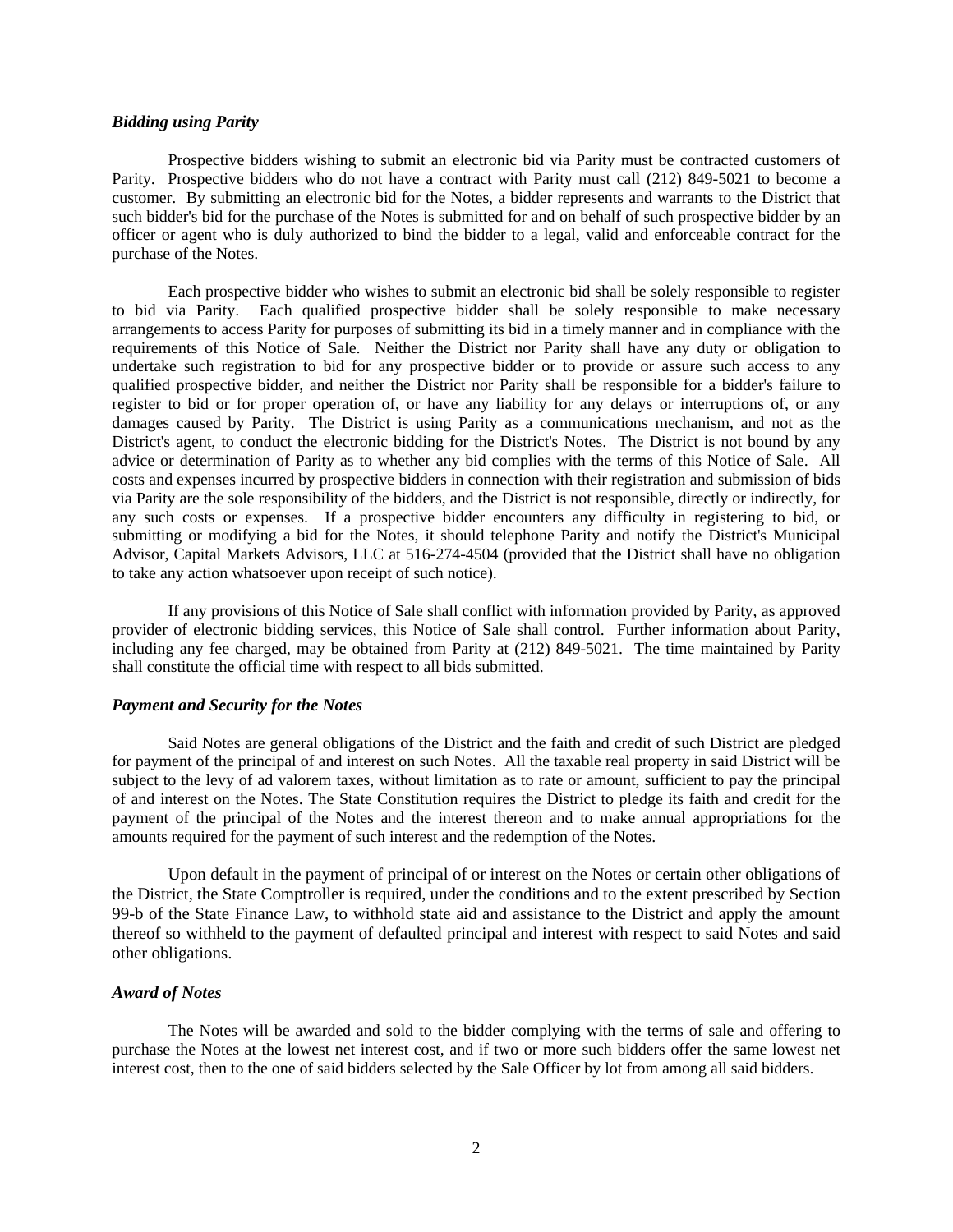### *Bidding using Parity*

Prospective bidders wishing to submit an electronic bid via Parity must be contracted customers of Parity. Prospective bidders who do not have a contract with Parity must call (212) 849-5021 to become a customer. By submitting an electronic bid for the Notes, a bidder represents and warrants to the District that such bidder's bid for the purchase of the Notes is submitted for and on behalf of such prospective bidder by an officer or agent who is duly authorized to bind the bidder to a legal, valid and enforceable contract for the purchase of the Notes.

Each prospective bidder who wishes to submit an electronic bid shall be solely responsible to register to bid via Parity. Each qualified prospective bidder shall be solely responsible to make necessary arrangements to access Parity for purposes of submitting its bid in a timely manner and in compliance with the requirements of this Notice of Sale. Neither the District nor Parity shall have any duty or obligation to undertake such registration to bid for any prospective bidder or to provide or assure such access to any qualified prospective bidder, and neither the District nor Parity shall be responsible for a bidder's failure to register to bid or for proper operation of, or have any liability for any delays or interruptions of, or any damages caused by Parity. The District is using Parity as a communications mechanism, and not as the District's agent, to conduct the electronic bidding for the District's Notes. The District is not bound by any advice or determination of Parity as to whether any bid complies with the terms of this Notice of Sale. All costs and expenses incurred by prospective bidders in connection with their registration and submission of bids via Parity are the sole responsibility of the bidders, and the District is not responsible, directly or indirectly, for any such costs or expenses. If a prospective bidder encounters any difficulty in registering to bid, or submitting or modifying a bid for the Notes, it should telephone Parity and notify the District's Municipal Advisor, Capital Markets Advisors, LLC at 516-274-4504 (provided that the District shall have no obligation to take any action whatsoever upon receipt of such notice).

If any provisions of this Notice of Sale shall conflict with information provided by Parity, as approved provider of electronic bidding services, this Notice of Sale shall control. Further information about Parity, including any fee charged, may be obtained from Parity at (212) 849-5021. The time maintained by Parity shall constitute the official time with respect to all bids submitted.

### *Payment and Security for the Notes*

Said Notes are general obligations of the District and the faith and credit of such District are pledged for payment of the principal of and interest on such Notes. All the taxable real property in said District will be subject to the levy of ad valorem taxes, without limitation as to rate or amount, sufficient to pay the principal of and interest on the Notes. The State Constitution requires the District to pledge its faith and credit for the payment of the principal of the Notes and the interest thereon and to make annual appropriations for the amounts required for the payment of such interest and the redemption of the Notes.

Upon default in the payment of principal of or interest on the Notes or certain other obligations of the District, the State Comptroller is required, under the conditions and to the extent prescribed by Section 99-b of the State Finance Law, to withhold state aid and assistance to the District and apply the amount thereof so withheld to the payment of defaulted principal and interest with respect to said Notes and said other obligations.

### *Award of Notes*

The Notes will be awarded and sold to the bidder complying with the terms of sale and offering to purchase the Notes at the lowest net interest cost, and if two or more such bidders offer the same lowest net interest cost, then to the one of said bidders selected by the Sale Officer by lot from among all said bidders.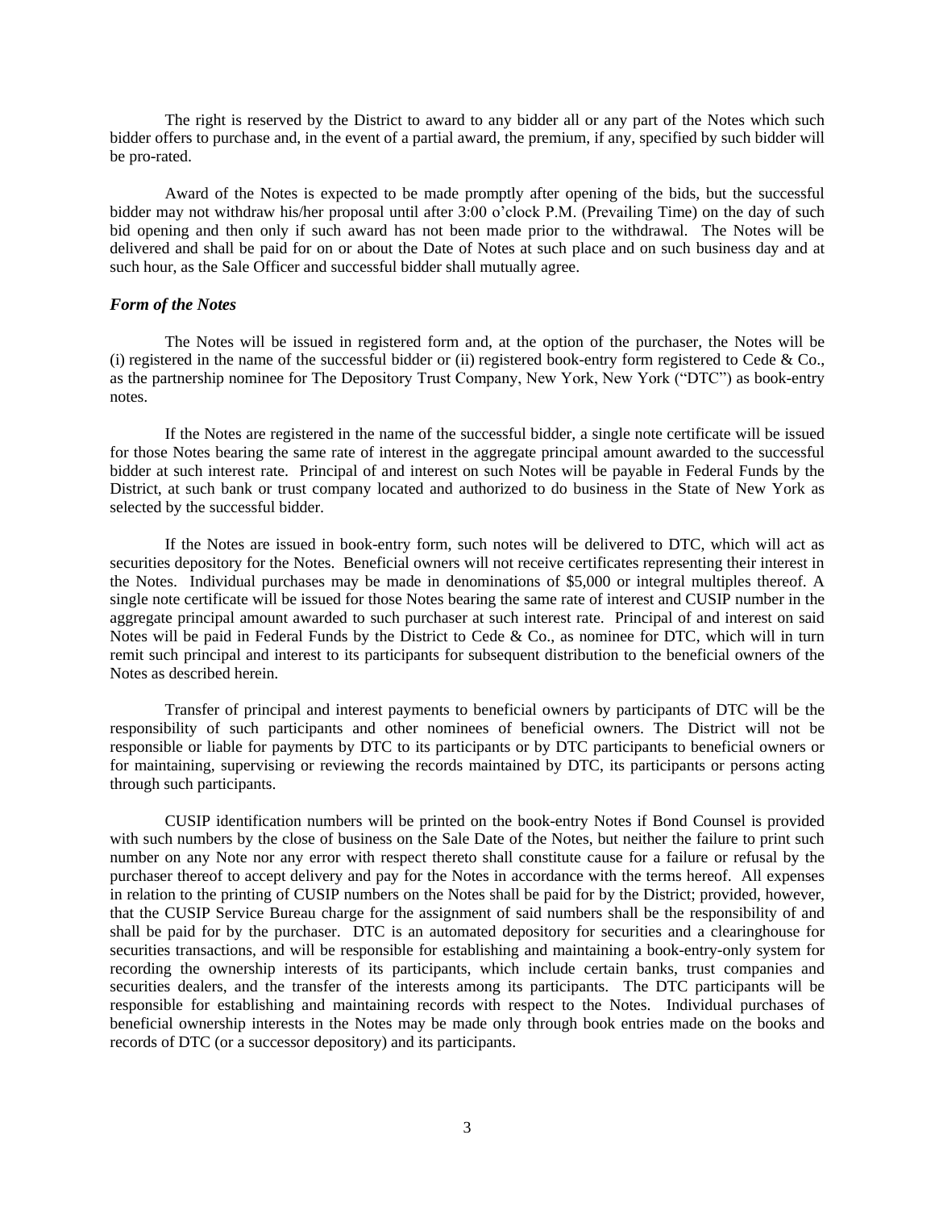The right is reserved by the District to award to any bidder all or any part of the Notes which such bidder offers to purchase and, in the event of a partial award, the premium, if any, specified by such bidder will be pro-rated.

Award of the Notes is expected to be made promptly after opening of the bids, but the successful bidder may not withdraw his/her proposal until after 3:00 o'clock P.M. (Prevailing Time) on the day of such bid opening and then only if such award has not been made prior to the withdrawal. The Notes will be delivered and shall be paid for on or about the Date of Notes at such place and on such business day and at such hour, as the Sale Officer and successful bidder shall mutually agree.

### *Form of the Notes*

The Notes will be issued in registered form and, at the option of the purchaser, the Notes will be (i) registered in the name of the successful bidder or (ii) registered book-entry form registered to Cede & Co., as the partnership nominee for The Depository Trust Company, New York, New York ("DTC") as book-entry notes.

If the Notes are registered in the name of the successful bidder, a single note certificate will be issued for those Notes bearing the same rate of interest in the aggregate principal amount awarded to the successful bidder at such interest rate. Principal of and interest on such Notes will be payable in Federal Funds by the District, at such bank or trust company located and authorized to do business in the State of New York as selected by the successful bidder.

If the Notes are issued in book-entry form, such notes will be delivered to DTC, which will act as securities depository for the Notes. Beneficial owners will not receive certificates representing their interest in the Notes. Individual purchases may be made in denominations of $5,000 or integral multiples thereof. A single note certificate will be issued for those Notes bearing the same rate of interest and CUSIP number in the aggregate principal amount awarded to such purchaser at such interest rate. Principal of and interest on said Notes will be paid in Federal Funds by the District to Cede & Co., as nominee for DTC, which will in turn remit such principal and interest to its participants for subsequent distribution to the beneficial owners of the Notes as described herein.

Transfer of principal and interest payments to beneficial owners by participants of DTC will be the responsibility of such participants and other nominees of beneficial owners. The District will not be responsible or liable for payments by DTC to its participants or by DTC participants to beneficial owners or for maintaining, supervising or reviewing the records maintained by DTC, its participants or persons acting through such participants.

CUSIP identification numbers will be printed on the book-entry Notes if Bond Counsel is provided with such numbers by the close of business on the Sale Date of the Notes, but neither the failure to print such number on any Note nor any error with respect thereto shall constitute cause for a failure or refusal by the purchaser thereof to accept delivery and pay for the Notes in accordance with the terms hereof. All expenses in relation to the printing of CUSIP numbers on the Notes shall be paid for by the District; provided, however, that the CUSIP Service Bureau charge for the assignment of said numbers shall be the responsibility of and shall be paid for by the purchaser. DTC is an automated depository for securities and a clearinghouse for securities transactions, and will be responsible for establishing and maintaining a book-entry-only system for recording the ownership interests of its participants, which include certain banks, trust companies and securities dealers, and the transfer of the interests among its participants. The DTC participants will be responsible for establishing and maintaining records with respect to the Notes. Individual purchases of beneficial ownership interests in the Notes may be made only through book entries made on the books and records of DTC (or a successor depository) and its participants.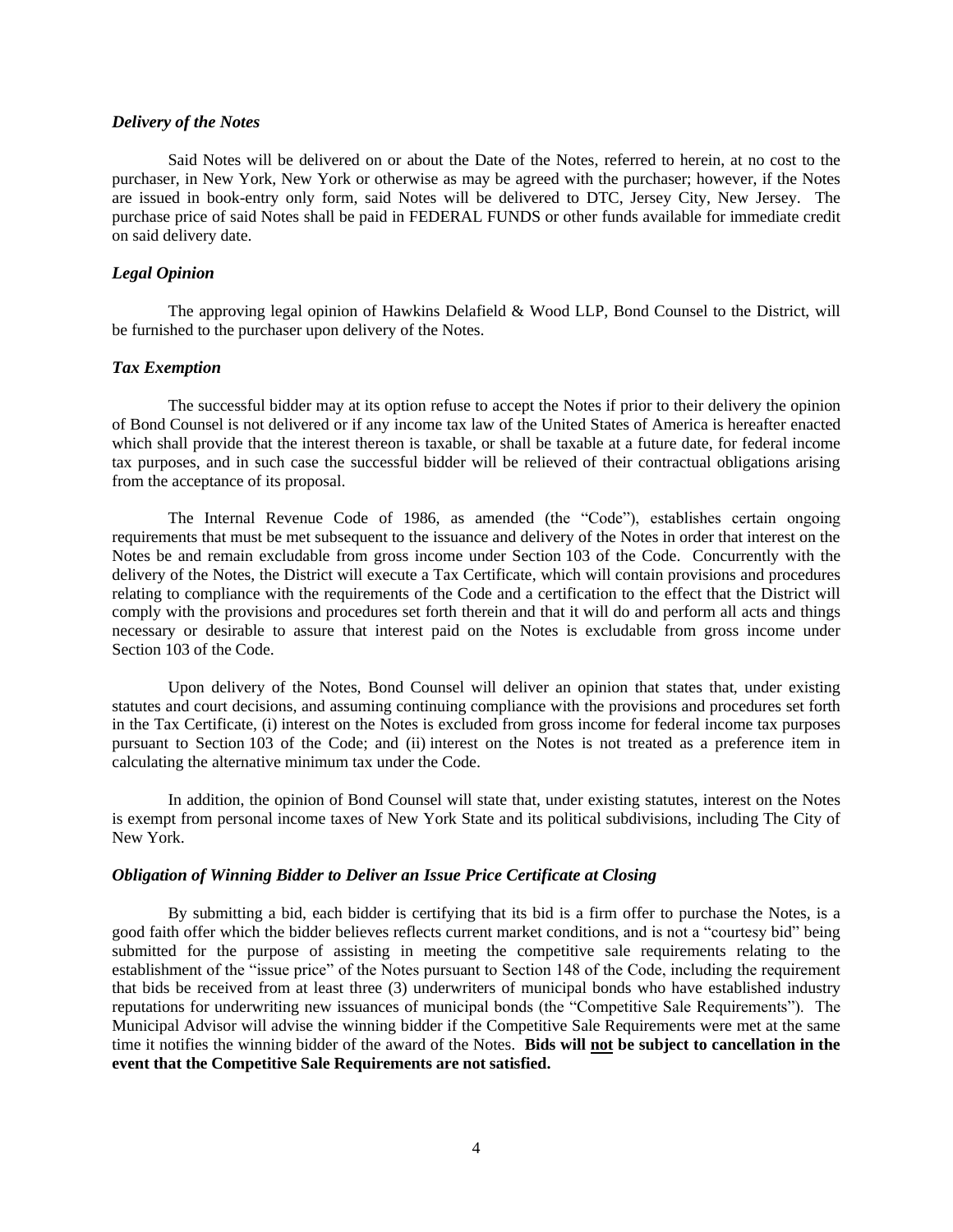### *Delivery of the Notes*

Said Notes will be delivered on or about the Date of the Notes, referred to herein, at no cost to the purchaser, in New York, New York or otherwise as may be agreed with the purchaser; however, if the Notes are issued in book-entry only form, said Notes will be delivered to DTC, Jersey City, New Jersey. The purchase price of said Notes shall be paid in FEDERAL FUNDS or other funds available for immediate credit on said delivery date.

### *Legal Opinion*

The approving legal opinion of Hawkins Delafield & Wood LLP, Bond Counsel to the District, will be furnished to the purchaser upon delivery of the Notes.

### *Tax Exemption*

The successful bidder may at its option refuse to accept the Notes if prior to their delivery the opinion of Bond Counsel is not delivered or if any income tax law of the United States of America is hereafter enacted which shall provide that the interest thereon is taxable, or shall be taxable at a future date, for federal income tax purposes, and in such case the successful bidder will be relieved of their contractual obligations arising from the acceptance of its proposal.

The Internal Revenue Code of 1986, as amended (the "Code"), establishes certain ongoing requirements that must be met subsequent to the issuance and delivery of the Notes in order that interest on the Notes be and remain excludable from gross income under Section 103 of the Code. Concurrently with the delivery of the Notes, the District will execute a Tax Certificate, which will contain provisions and procedures relating to compliance with the requirements of the Code and a certification to the effect that the District will comply with the provisions and procedures set forth therein and that it will do and perform all acts and things necessary or desirable to assure that interest paid on the Notes is excludable from gross income under Section 103 of the Code.

Upon delivery of the Notes, Bond Counsel will deliver an opinion that states that, under existing statutes and court decisions, and assuming continuing compliance with the provisions and procedures set forth in the Tax Certificate, (i) interest on the Notes is excluded from gross income for federal income tax purposes pursuant to Section 103 of the Code; and (ii) interest on the Notes is not treated as a preference item in calculating the alternative minimum tax under the Code.

In addition, the opinion of Bond Counsel will state that, under existing statutes, interest on the Notes is exempt from personal income taxes of New York State and its political subdivisions, including The City of New York.

### *Obligation of Winning Bidder to Deliver an Issue Price Certificate at Closing*

By submitting a bid, each bidder is certifying that its bid is a firm offer to purchase the Notes, is a good faith offer which the bidder believes reflects current market conditions, and is not a "courtesy bid" being submitted for the purpose of assisting in meeting the competitive sale requirements relating to the establishment of the "issue price" of the Notes pursuant to Section 148 of the Code, including the requirement that bids be received from at least three (3) underwriters of municipal bonds who have established industry reputations for underwriting new issuances of municipal bonds (the "Competitive Sale Requirements"). The Municipal Advisor will advise the winning bidder if the Competitive Sale Requirements were met at the same time it notifies the winning bidder of the award of the Notes. **Bids will <u>not</u> be subject to cancellation in the event that the Competitive Sale Requirements are not satisfied.**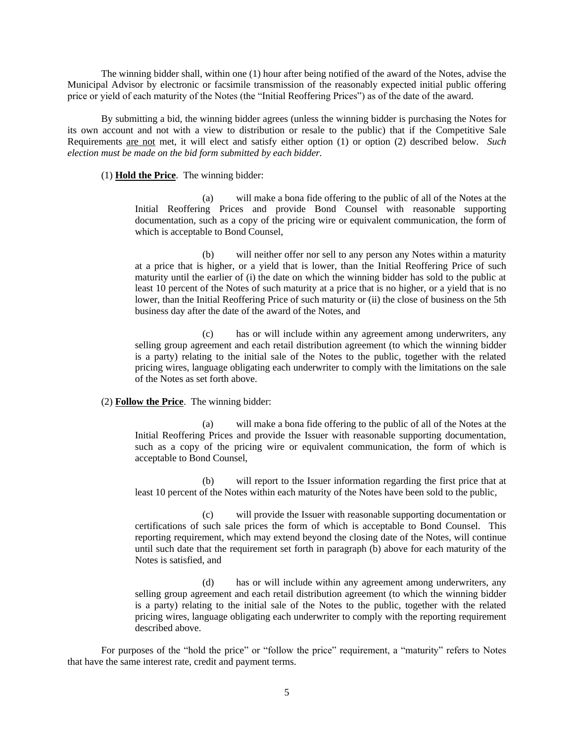The winning bidder shall, within one (1) hour after being notified of the award of the Notes, advise the Municipal Advisor by electronic or facsimile transmission of the reasonably expected initial public offering price or yield of each maturity of the Notes (the "Initial Reoffering Prices") as of the date of the award.

By submitting a bid, the winning bidder agrees (unless the winning bidder is purchasing the Notes for its own account and not with a view to distribution or resale to the public) that if the Competitive Sale Requirements <u>are not</u> met, it will elect and satisfy either option (1) or option (2) described below. *Such election must be made on the bid form submitted by each bidder.*

(1) <u>**Hold the Price**</u>. The winning bidder:

> (a) will make a bona fide offering to the public of all of the Notes at the Initial Reoffering Prices and provide Bond Counsel with reasonable supporting documentation, such as a copy of the pricing wire or equivalent communication, the form of which is acceptable to Bond Counsel,
>
> (b) will neither offer nor sell to any person any Notes within a maturity at a price that is higher, or a yield that is lower, than the Initial Reoffering Price of such maturity until the earlier of (i) the date on which the winning bidder has sold to the public at least 10 percent of the Notes of such maturity at a price that is no higher, or a yield that is no lower, than the Initial Reoffering Price of such maturity or (ii) the close of business on the 5th business day after the date of the award of the Notes, and
>
> (c) has or will include within any agreement among underwriters, any selling group agreement and each retail distribution agreement (to which the winning bidder is a party) relating to the initial sale of the Notes to the public, together with the related pricing wires, language obligating each underwriter to comply with the limitations on the sale of the Notes as set forth above.

(2) <u>**Follow the Price**</u>. The winning bidder:

> (a) will make a bona fide offering to the public of all of the Notes at the Initial Reoffering Prices and provide the Issuer with reasonable supporting documentation, such as a copy of the pricing wire or equivalent communication, the form of which is acceptable to Bond Counsel,
>
> (b) will report to the Issuer information regarding the first price that at least 10 percent of the Notes within each maturity of the Notes have been sold to the public,
>
> (c) will provide the Issuer with reasonable supporting documentation or certifications of such sale prices the form of which is acceptable to Bond Counsel. This reporting requirement, which may extend beyond the closing date of the Notes, will continue until such date that the requirement set forth in paragraph (b) above for each maturity of the Notes is satisfied, and
>
> (d) has or will include within any agreement among underwriters, any selling group agreement and each retail distribution agreement (to which the winning bidder is a party) relating to the initial sale of the Notes to the public, together with the related pricing wires, language obligating each underwriter to comply with the reporting requirement described above.

For purposes of the "hold the price" or "follow the price" requirement, a "maturity" refers to Notes that have the same interest rate, credit and payment terms.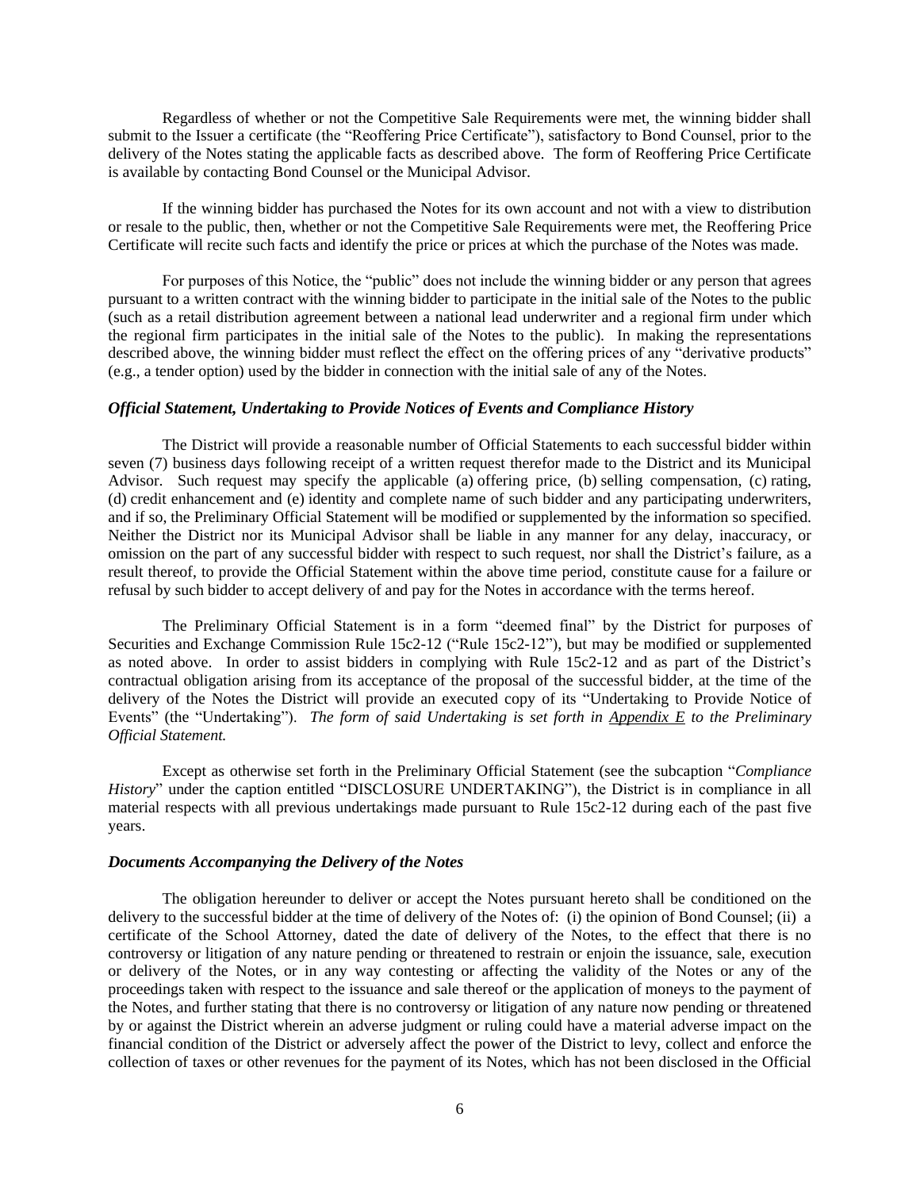Regardless of whether or not the Competitive Sale Requirements were met, the winning bidder shall submit to the Issuer a certificate (the "Reoffering Price Certificate"), satisfactory to Bond Counsel, prior to the delivery of the Notes stating the applicable facts as described above. The form of Reoffering Price Certificate is available by contacting Bond Counsel or the Municipal Advisor.

If the winning bidder has purchased the Notes for its own account and not with a view to distribution or resale to the public, then, whether or not the Competitive Sale Requirements were met, the Reoffering Price Certificate will recite such facts and identify the price or prices at which the purchase of the Notes was made.

For purposes of this Notice, the "public" does not include the winning bidder or any person that agrees pursuant to a written contract with the winning bidder to participate in the initial sale of the Notes to the public (such as a retail distribution agreement between a national lead underwriter and a regional firm under which the regional firm participates in the initial sale of the Notes to the public). In making the representations described above, the winning bidder must reflect the effect on the offering prices of any "derivative products" (e.g., a tender option) used by the bidder in connection with the initial sale of any of the Notes.

### *Official Statement, Undertaking to Provide Notices of Events and Compliance History*

The District will provide a reasonable number of Official Statements to each successful bidder within seven (7) business days following receipt of a written request therefor made to the District and its Municipal Advisor. Such request may specify the applicable (a) offering price, (b) selling compensation, (c) rating, (d) credit enhancement and (e) identity and complete name of such bidder and any participating underwriters, and if so, the Preliminary Official Statement will be modified or supplemented by the information so specified. Neither the District nor its Municipal Advisor shall be liable in any manner for any delay, inaccuracy, or omission on the part of any successful bidder with respect to such request, nor shall the District's failure, as a result thereof, to provide the Official Statement within the above time period, constitute cause for a failure or refusal by such bidder to accept delivery of and pay for the Notes in accordance with the terms hereof.

The Preliminary Official Statement is in a form "deemed final" by the District for purposes of Securities and Exchange Commission Rule 15c2-12 ("Rule 15c2-12"), but may be modified or supplemented as noted above. In order to assist bidders in complying with Rule 15c2-12 and as part of the District's contractual obligation arising from its acceptance of the proposal of the successful bidder, at the time of the delivery of the Notes the District will provide an executed copy of its "Undertaking to Provide Notice of Events" (the "Undertaking"). *The form of said Undertaking is set forth in Appendix E to the Preliminary Official Statement.*

Except as otherwise set forth in the Preliminary Official Statement (see the subcaption "*Compliance History*" under the caption entitled "DISCLOSURE UNDERTAKING"), the District is in compliance in all material respects with all previous undertakings made pursuant to Rule 15c2-12 during each of the past five years.

### *Documents Accompanying the Delivery of the Notes*

The obligation hereunder to deliver or accept the Notes pursuant hereto shall be conditioned on the delivery to the successful bidder at the time of delivery of the Notes of: (i) the opinion of Bond Counsel; (ii) a certificate of the School Attorney, dated the date of delivery of the Notes, to the effect that there is no controversy or litigation of any nature pending or threatened to restrain or enjoin the issuance, sale, execution or delivery of the Notes, or in any way contesting or affecting the validity of the Notes or any of the proceedings taken with respect to the issuance and sale thereof or the application of moneys to the payment of the Notes, and further stating that there is no controversy or litigation of any nature now pending or threatened by or against the District wherein an adverse judgment or ruling could have a material adverse impact on the financial condition of the District or adversely affect the power of the District to levy, collect and enforce the collection of taxes or other revenues for the payment of its Notes, which has not been disclosed in the Official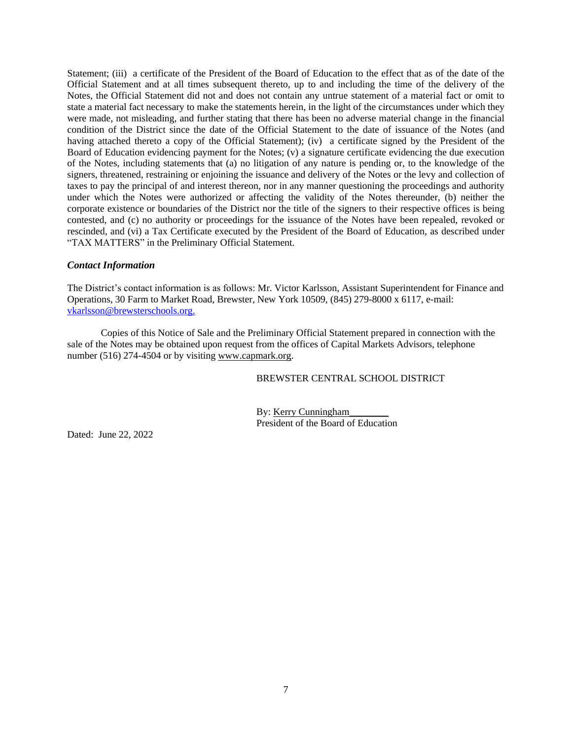Statement; (iii) a certificate of the President of the Board of Education to the effect that as of the date of the Official Statement and at all times subsequent thereto, up to and including the time of the delivery of the Notes, the Official Statement did not and does not contain any untrue statement of a material fact or omit to state a material fact necessary to make the statements herein, in the light of the circumstances under which they were made, not misleading, and further stating that there has been no adverse material change in the financial condition of the District since the date of the Official Statement to the date of issuance of the Notes (and having attached thereto a copy of the Official Statement); (iv) a certificate signed by the President of the Board of Education evidencing payment for the Notes; (v) a signature certificate evidencing the due execution of the Notes, including statements that (a) no litigation of any nature is pending or, to the knowledge of the signers, threatened, restraining or enjoining the issuance and delivery of the Notes or the levy and collection of taxes to pay the principal of and interest thereon, nor in any manner questioning the proceedings and authority under which the Notes were authorized or affecting the validity of the Notes thereunder, (b) neither the corporate existence or boundaries of the District nor the title of the signers to their respective offices is being contested, and (c) no authority or proceedings for the issuance of the Notes have been repealed, revoked or rescinded, and (vi) a Tax Certificate executed by the President of the Board of Education, as described under "TAX MATTERS" in the Preliminary Official Statement.

***Contact Information***

The District's contact information is as follows: Mr. Victor Karlsson, Assistant Superintendent for Finance and Operations, 30 Farm to Market Road, Brewster, New York 10509, (845) 279-8000 x 6117, e-mail: vkarlsson@brewsterschools.org.

Copies of this Notice of Sale and the Preliminary Official Statement prepared in connection with the sale of the Notes may be obtained upon request from the offices of Capital Markets Advisors, telephone number (516) 274-4504 or by visiting www.capmark.org.

BREWSTER CENTRAL SCHOOL DISTRICT

By: Kerry Cunningham________
President of the Board of Education

Dated: June 22, 2022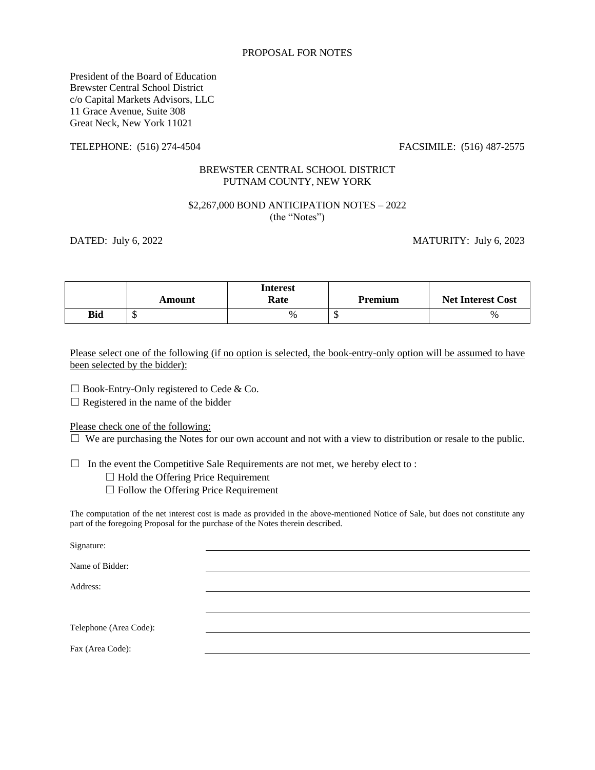PROPOSAL FOR NOTES

President of the Board of Education
Brewster Central School District
c/o Capital Markets Advisors, LLC
11 Grace Avenue, Suite 308
Great Neck, New York 11021

TELEPHONE: (516) 274-4504 FACSIMILE: (516) 487-2575

BREWSTER CENTRAL SCHOOL DISTRICT
PUTNAM COUNTY, NEW YORK

$2,267,000 BOND ANTICIPATION NOTES – 2022
(the "Notes")

DATED: July 6, 2022 MATURITY: July 6, 2023

| | Amount | Interest Rate | Premium | Net Interest Cost |
|---|---|---|---|---|
| **Bid** | $ | % | $ | % |

Please select one of the following (if no option is selected, the book-entry-only option will be assumed to have been selected by the bidder):

☐ Book-Entry-Only registered to Cede & Co.
☐ Registered in the name of the bidder

Please check one of the following:

☐ We are purchasing the Notes for our own account and not with a view to distribution or resale to the public.

☐ In the event the Competitive Sale Requirements are not met, we hereby elect to :
- ☐ Hold the Offering Price Requirement
- ☐ Follow the Offering Price Requirement

The computation of the net interest cost is made as provided in the above-mentioned Notice of Sale, but does not constitute any part of the foregoing Proposal for the purchase of the Notes therein described.

Signature: \_\_\_\_\_\_\_\_\_\_\_\_\_\_\_\_\_\_\_\_

Name of Bidder: \_\_\_\_\_\_\_\_\_\_\_\_\_\_\_\_\_\_\_\_

Address: \_\_\_\_\_\_\_\_\_\_\_\_\_\_\_\_\_\_\_\_

\_\_\_\_\_\_\_\_\_\_\_\_\_\_\_\_\_\_\_\_

Telephone (Area Code): \_\_\_\_\_\_\_\_\_\_\_\_\_\_\_\_\_\_\_\_

Fax (Area Code): \_\_\_\_\_\_\_\_\_\_\_\_\_\_\_\_\_\_\_\_